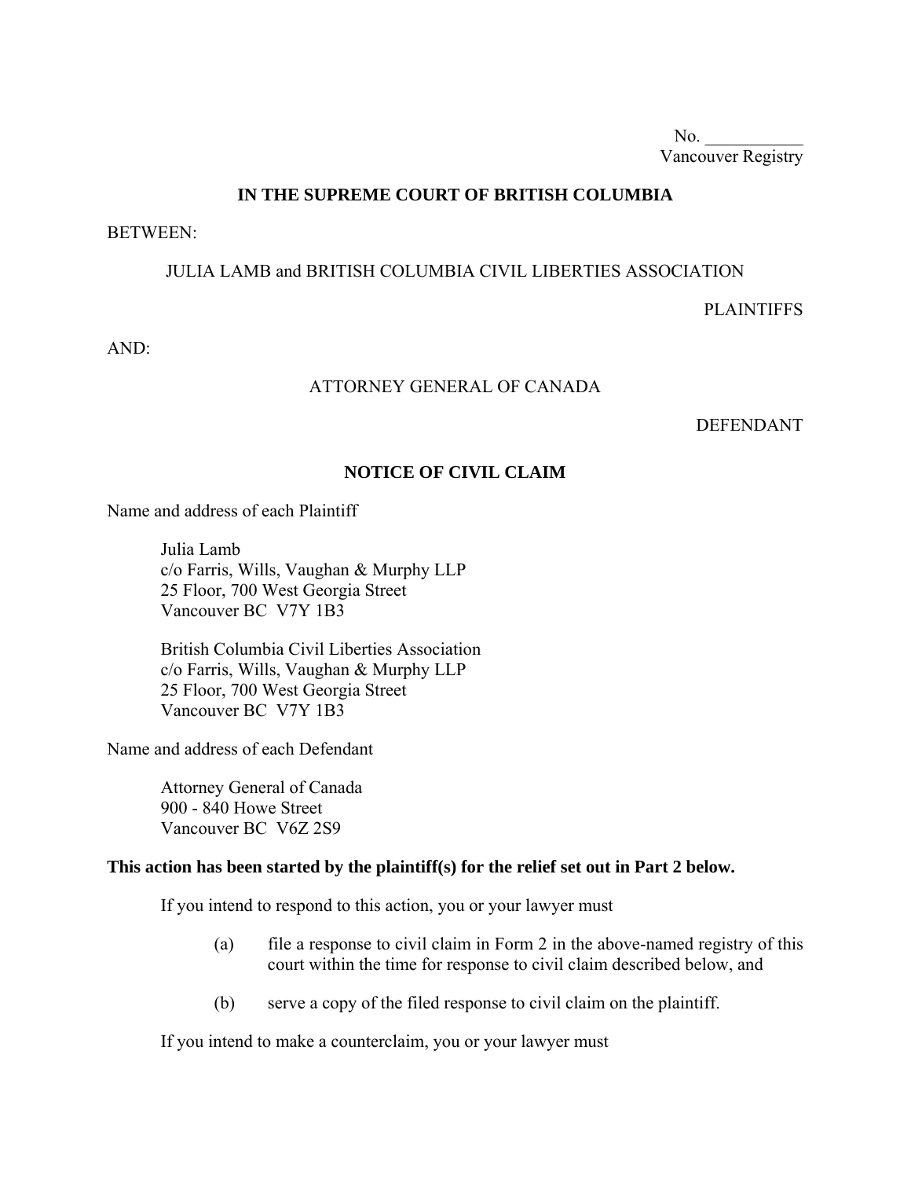No. ___________
Vancouver Registry

**IN THE SUPREME COURT OF BRITISH COLUMBIA**

BETWEEN:

JULIA LAMB and BRITISH COLUMBIA CIVIL LIBERTIES ASSOCIATION

PLAINTIFFS

AND:

ATTORNEY GENERAL OF CANADA

DEFENDANT

**NOTICE OF CIVIL CLAIM**

Name and address of each Plaintiff

Julia Lamb
c/o Farris, Wills, Vaughan & Murphy LLP
25 Floor, 700 West Georgia Street
Vancouver BC V7Y 1B3

British Columbia Civil Liberties Association
c/o Farris, Wills, Vaughan & Murphy LLP
25 Floor, 700 West Georgia Street
Vancouver BC V7Y 1B3

Name and address of each Defendant

Attorney General of Canada
900 - 840 Howe Street
Vancouver BC V6Z 2S9

**This action has been started by the plaintiff(s) for the relief set out in Part 2 below.**

If you intend to respond to this action, you or your lawyer must

(a) file a response to civil claim in Form 2 in the above-named registry of this court within the time for response to civil claim described below, and

(b) serve a copy of the filed response to civil claim on the plaintiff.

If you intend to make a counterclaim, you or your lawyer must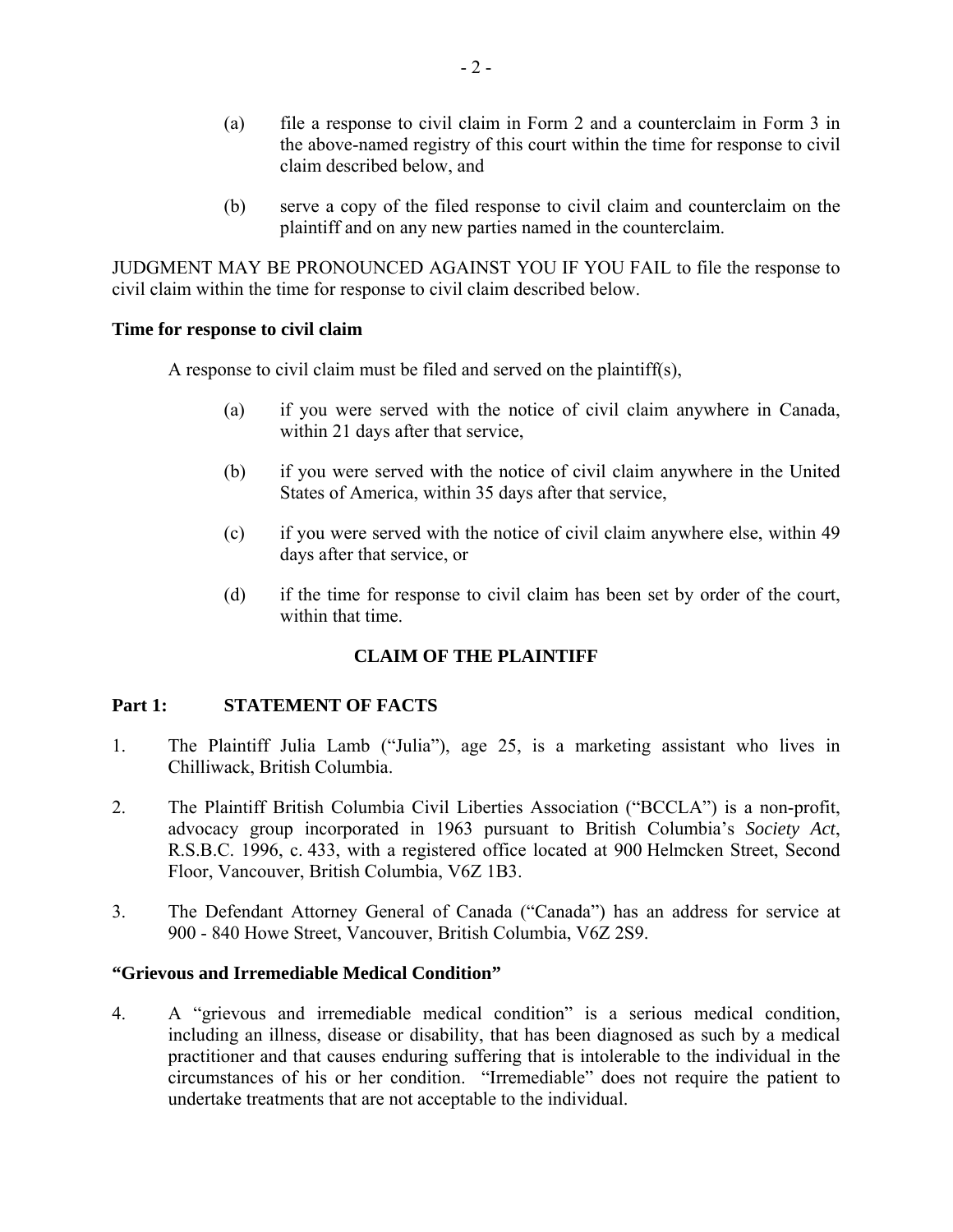(a) file a response to civil claim in Form 2 and a counterclaim in Form 3 in the above-named registry of this court within the time for response to civil claim described below, and

(b) serve a copy of the filed response to civil claim and counterclaim on the plaintiff and on any new parties named in the counterclaim.

JUDGMENT MAY BE PRONOUNCED AGAINST YOU IF YOU FAIL to file the response to civil claim within the time for response to civil claim described below.

**Time for response to civil claim**

A response to civil claim must be filed and served on the plaintiff(s),

(a) if you were served with the notice of civil claim anywhere in Canada, within 21 days after that service,

(b) if you were served with the notice of civil claim anywhere in the United States of America, within 35 days after that service,

(c) if you were served with the notice of civil claim anywhere else, within 49 days after that service, or

(d) if the time for response to civil claim has been set by order of the court, within that time.

## CLAIM OF THE PLAINTIFF

### Part 1: STATEMENT OF FACTS

1. The Plaintiff Julia Lamb ("Julia"), age 25, is a marketing assistant who lives in Chilliwack, British Columbia.

2. The Plaintiff British Columbia Civil Liberties Association ("BCCLA") is a non-profit, advocacy group incorporated in 1963 pursuant to British Columbia's *Society Act*, R.S.B.C. 1996, c. 433, with a registered office located at 900 Helmcken Street, Second Floor, Vancouver, British Columbia, V6Z 1B3.

3. The Defendant Attorney General of Canada ("Canada") has an address for service at 900 - 840 Howe Street, Vancouver, British Columbia, V6Z 2S9.

**"Grievous and Irremediable Medical Condition"**

4. A "grievous and irremediable medical condition" is a serious medical condition, including an illness, disease or disability, that has been diagnosed as such by a medical practitioner and that causes enduring suffering that is intolerable to the individual in the circumstances of his or her condition. "Irremediable" does not require the patient to undertake treatments that are not acceptable to the individual.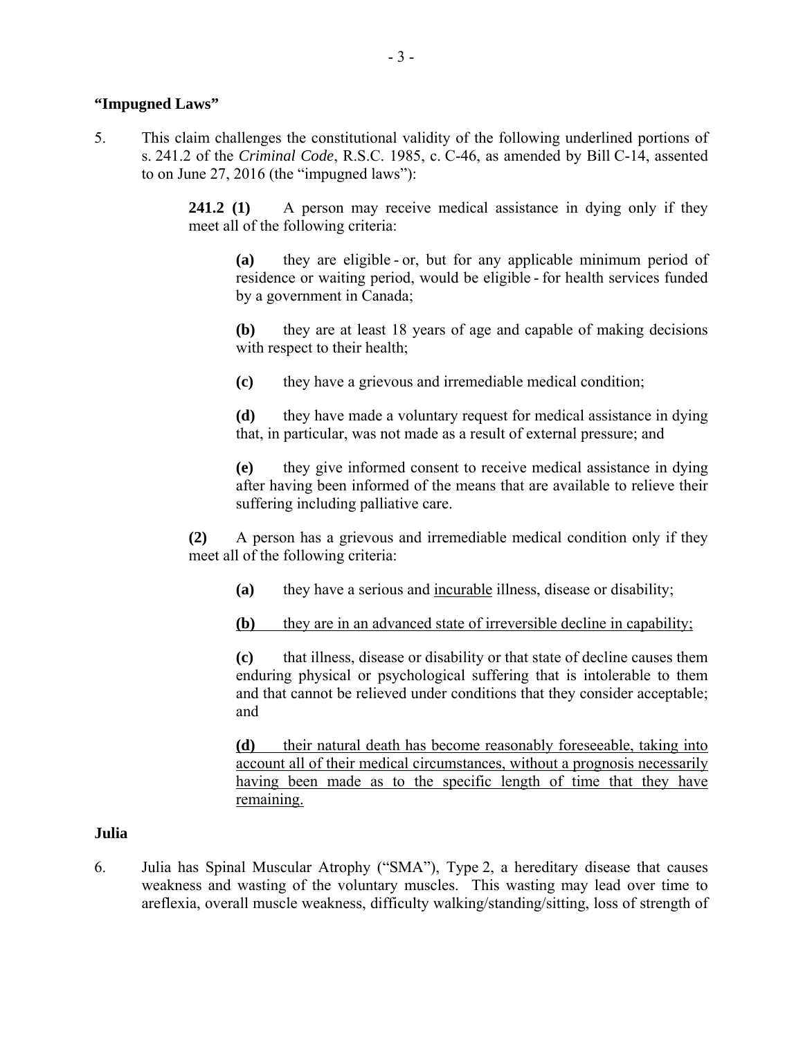**"Impugned Laws"**

5. This claim challenges the constitutional validity of the following underlined portions of s. 241.2 of the *Criminal Code*, R.S.C. 1985, c. C-46, as amended by Bill C-14, assented to on June 27, 2016 (the "impugned laws"):

> **241.2 (1)** A person may receive medical assistance in dying only if they meet all of the following criteria:
>
> > **(a)** they are eligible - or, but for any applicable minimum period of residence or waiting period, would be eligible - for health services funded by a government in Canada;
> >
> > **(b)** they are at least 18 years of age and capable of making decisions with respect to their health;
> >
> > **(c)** they have a grievous and irremediable medical condition;
> >
> > **(d)** they have made a voluntary request for medical assistance in dying that, in particular, was not made as a result of external pressure; and
> >
> > **(e)** they give informed consent to receive medical assistance in dying after having been informed of the means that are available to relieve their suffering including palliative care.
>
> **(2)** A person has a grievous and irremediable medical condition only if they meet all of the following criteria:
>
> > **(a)** they have a serious and <u>incurable</u> illness, disease or disability;
> >
> > <u>**(b)** they are in an advanced state of irreversible decline in capability;</u>
> >
> > **(c)** that illness, disease or disability or that state of decline causes them enduring physical or psychological suffering that is intolerable to them and that cannot be relieved under conditions that they consider acceptable; and
> >
> > <u>**(d)** their natural death has become reasonably foreseeable, taking into account all of their medical circumstances, without a prognosis necessarily having been made as to the specific length of time that they have remaining.</u>

**Julia**

6. Julia has Spinal Muscular Atrophy ("SMA"), Type 2, a hereditary disease that causes weakness and wasting of the voluntary muscles. This wasting may lead over time to areflexia, overall muscle weakness, difficulty walking/standing/sitting, loss of strength of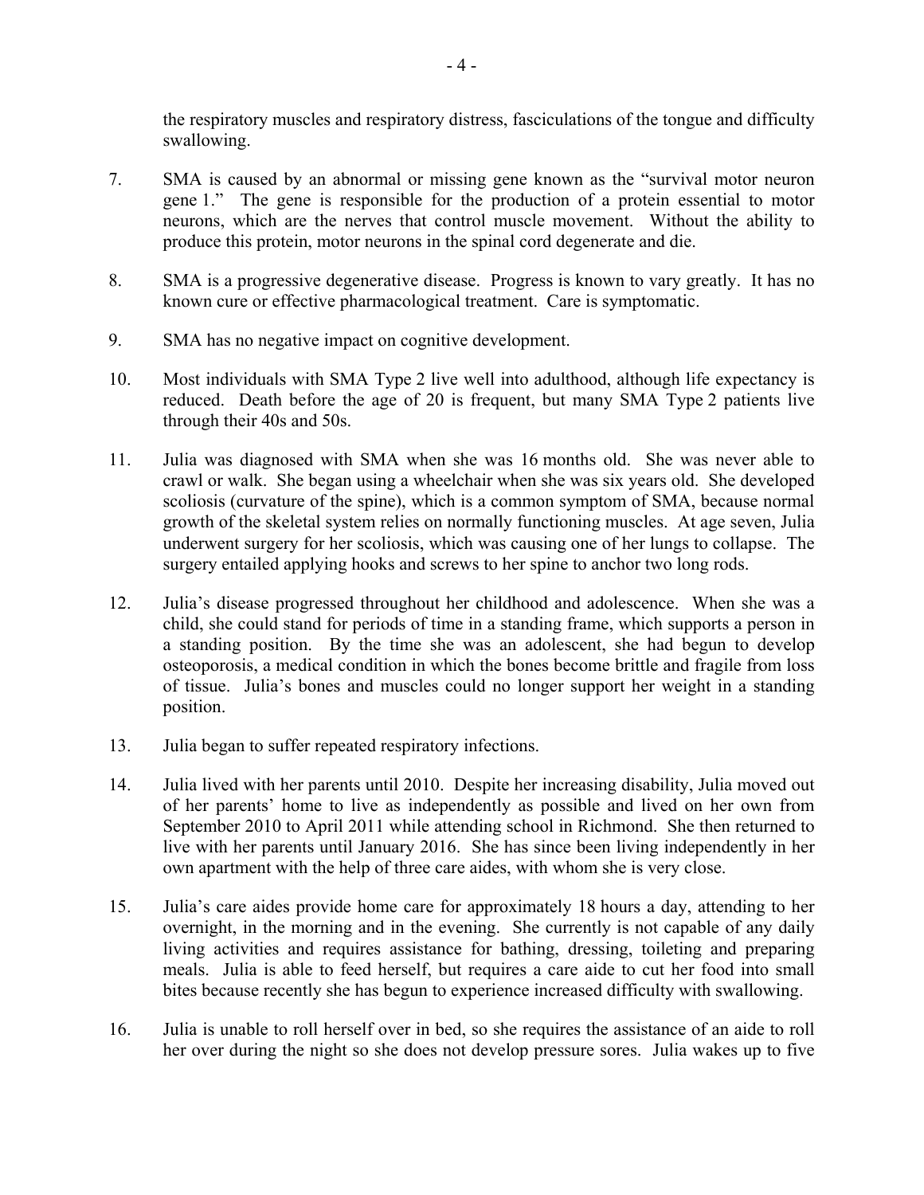the respiratory muscles and respiratory distress, fasciculations of the tongue and difficulty swallowing.

7. SMA is caused by an abnormal or missing gene known as the "survival motor neuron gene 1." The gene is responsible for the production of a protein essential to motor neurons, which are the nerves that control muscle movement. Without the ability to produce this protein, motor neurons in the spinal cord degenerate and die.

8. SMA is a progressive degenerative disease. Progress is known to vary greatly. It has no known cure or effective pharmacological treatment. Care is symptomatic.

9. SMA has no negative impact on cognitive development.

10. Most individuals with SMA Type 2 live well into adulthood, although life expectancy is reduced. Death before the age of 20 is frequent, but many SMA Type 2 patients live through their 40s and 50s.

11. Julia was diagnosed with SMA when she was 16 months old. She was never able to crawl or walk. She began using a wheelchair when she was six years old. She developed scoliosis (curvature of the spine), which is a common symptom of SMA, because normal growth of the skeletal system relies on normally functioning muscles. At age seven, Julia underwent surgery for her scoliosis, which was causing one of her lungs to collapse. The surgery entailed applying hooks and screws to her spine to anchor two long rods.

12. Julia's disease progressed throughout her childhood and adolescence. When she was a child, she could stand for periods of time in a standing frame, which supports a person in a standing position. By the time she was an adolescent, she had begun to develop osteoporosis, a medical condition in which the bones become brittle and fragile from loss of tissue. Julia's bones and muscles could no longer support her weight in a standing position.

13. Julia began to suffer repeated respiratory infections.

14. Julia lived with her parents until 2010. Despite her increasing disability, Julia moved out of her parents' home to live as independently as possible and lived on her own from September 2010 to April 2011 while attending school in Richmond. She then returned to live with her parents until January 2016. She has since been living independently in her own apartment with the help of three care aides, with whom she is very close.

15. Julia's care aides provide home care for approximately 18 hours a day, attending to her overnight, in the morning and in the evening. She currently is not capable of any daily living activities and requires assistance for bathing, dressing, toileting and preparing meals. Julia is able to feed herself, but requires a care aide to cut her food into small bites because recently she has begun to experience increased difficulty with swallowing.

16. Julia is unable to roll herself over in bed, so she requires the assistance of an aide to roll her over during the night so she does not develop pressure sores. Julia wakes up to five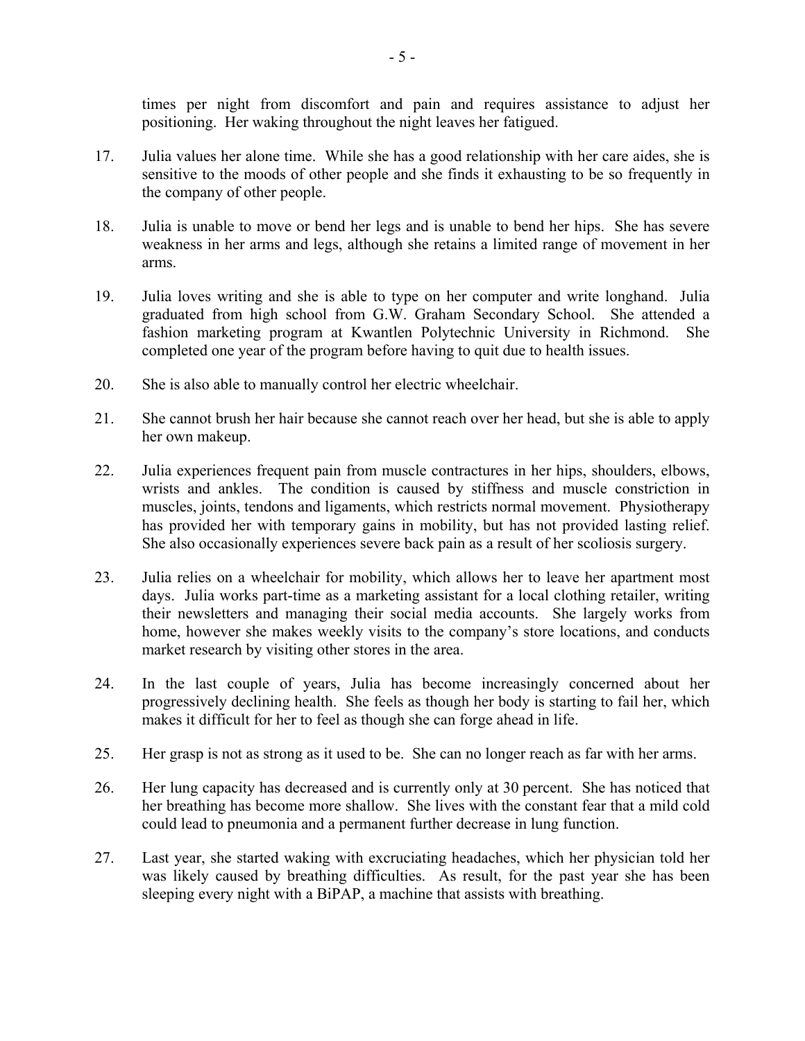times per night from discomfort and pain and requires assistance to adjust her positioning. Her waking throughout the night leaves her fatigued.

17. Julia values her alone time. While she has a good relationship with her care aides, she is sensitive to the moods of other people and she finds it exhausting to be so frequently in the company of other people.

18. Julia is unable to move or bend her legs and is unable to bend her hips. She has severe weakness in her arms and legs, although she retains a limited range of movement in her arms.

19. Julia loves writing and she is able to type on her computer and write longhand. Julia graduated from high school from G.W. Graham Secondary School. She attended a fashion marketing program at Kwantlen Polytechnic University in Richmond. She completed one year of the program before having to quit due to health issues.

20. She is also able to manually control her electric wheelchair.

21. She cannot brush her hair because she cannot reach over her head, but she is able to apply her own makeup.

22. Julia experiences frequent pain from muscle contractures in her hips, shoulders, elbows, wrists and ankles. The condition is caused by stiffness and muscle constriction in muscles, joints, tendons and ligaments, which restricts normal movement. Physiotherapy has provided her with temporary gains in mobility, but has not provided lasting relief. She also occasionally experiences severe back pain as a result of her scoliosis surgery.

23. Julia relies on a wheelchair for mobility, which allows her to leave her apartment most days. Julia works part-time as a marketing assistant for a local clothing retailer, writing their newsletters and managing their social media accounts. She largely works from home, however she makes weekly visits to the company's store locations, and conducts market research by visiting other stores in the area.

24. In the last couple of years, Julia has become increasingly concerned about her progressively declining health. She feels as though her body is starting to fail her, which makes it difficult for her to feel as though she can forge ahead in life.

25. Her grasp is not as strong as it used to be. She can no longer reach as far with her arms.

26. Her lung capacity has decreased and is currently only at 30 percent. She has noticed that her breathing has become more shallow. She lives with the constant fear that a mild cold could lead to pneumonia and a permanent further decrease in lung function.

27. Last year, she started waking with excruciating headaches, which her physician told her was likely caused by breathing difficulties. As result, for the past year she has been sleeping every night with a BiPAP, a machine that assists with breathing.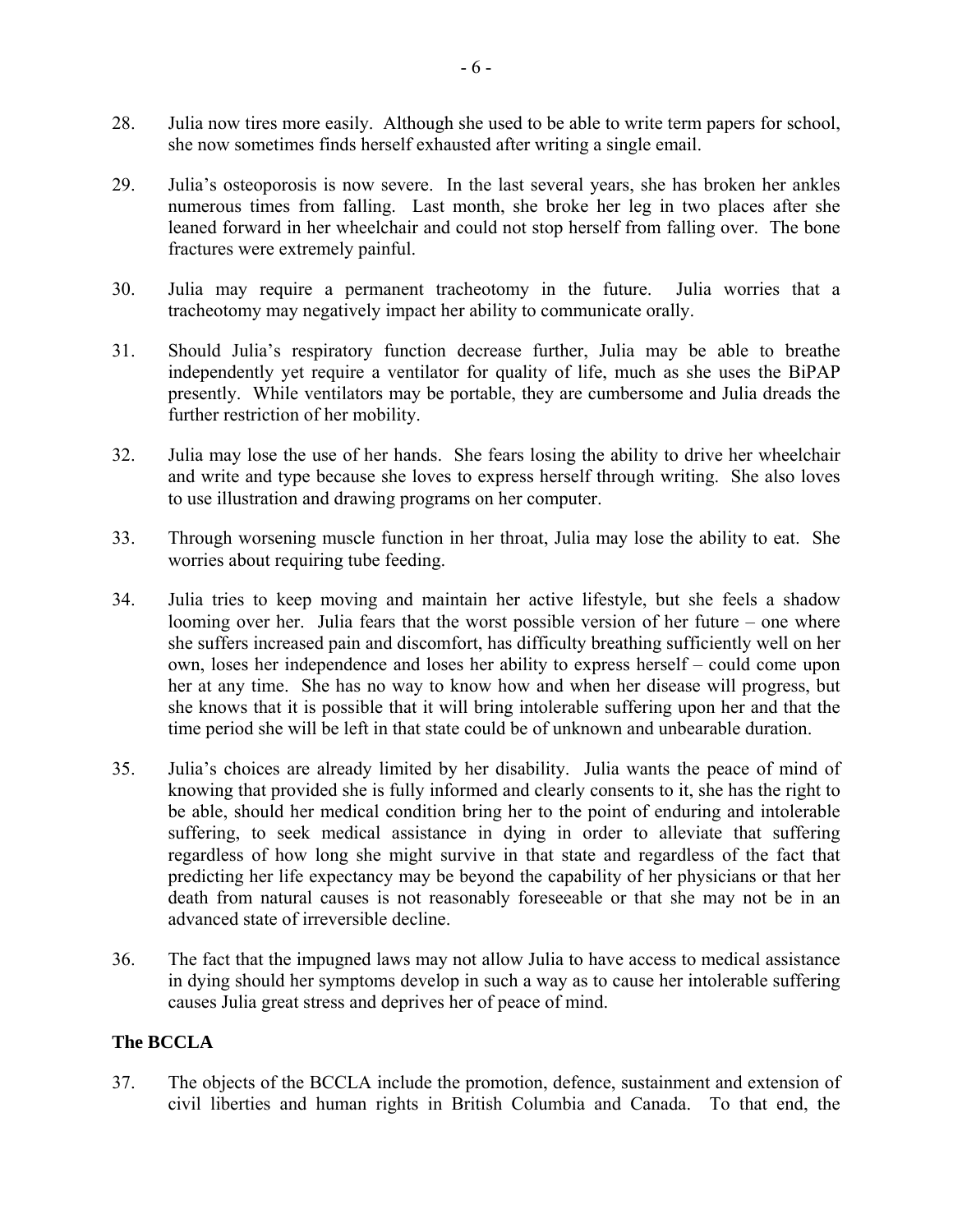28. Julia now tires more easily. Although she used to be able to write term papers for school, she now sometimes finds herself exhausted after writing a single email.

29. Julia's osteoporosis is now severe. In the last several years, she has broken her ankles numerous times from falling. Last month, she broke her leg in two places after she leaned forward in her wheelchair and could not stop herself from falling over. The bone fractures were extremely painful.

30. Julia may require a permanent tracheotomy in the future. Julia worries that a tracheotomy may negatively impact her ability to communicate orally.

31. Should Julia's respiratory function decrease further, Julia may be able to breathe independently yet require a ventilator for quality of life, much as she uses the BiPAP presently. While ventilators may be portable, they are cumbersome and Julia dreads the further restriction of her mobility.

32. Julia may lose the use of her hands. She fears losing the ability to drive her wheelchair and write and type because she loves to express herself through writing. She also loves to use illustration and drawing programs on her computer.

33. Through worsening muscle function in her throat, Julia may lose the ability to eat. She worries about requiring tube feeding.

34. Julia tries to keep moving and maintain her active lifestyle, but she feels a shadow looming over her. Julia fears that the worst possible version of her future – one where she suffers increased pain and discomfort, has difficulty breathing sufficiently well on her own, loses her independence and loses her ability to express herself – could come upon her at any time. She has no way to know how and when her disease will progress, but she knows that it is possible that it will bring intolerable suffering upon her and that the time period she will be left in that state could be of unknown and unbearable duration.

35. Julia's choices are already limited by her disability. Julia wants the peace of mind of knowing that provided she is fully informed and clearly consents to it, she has the right to be able, should her medical condition bring her to the point of enduring and intolerable suffering, to seek medical assistance in dying in order to alleviate that suffering regardless of how long she might survive in that state and regardless of the fact that predicting her life expectancy may be beyond the capability of her physicians or that her death from natural causes is not reasonably foreseeable or that she may not be in an advanced state of irreversible decline.

36. The fact that the impugned laws may not allow Julia to have access to medical assistance in dying should her symptoms develop in such a way as to cause her intolerable suffering causes Julia great stress and deprives her of peace of mind.

## The BCCLA

37. The objects of the BCCLA include the promotion, defence, sustainment and extension of civil liberties and human rights in British Columbia and Canada. To that end, the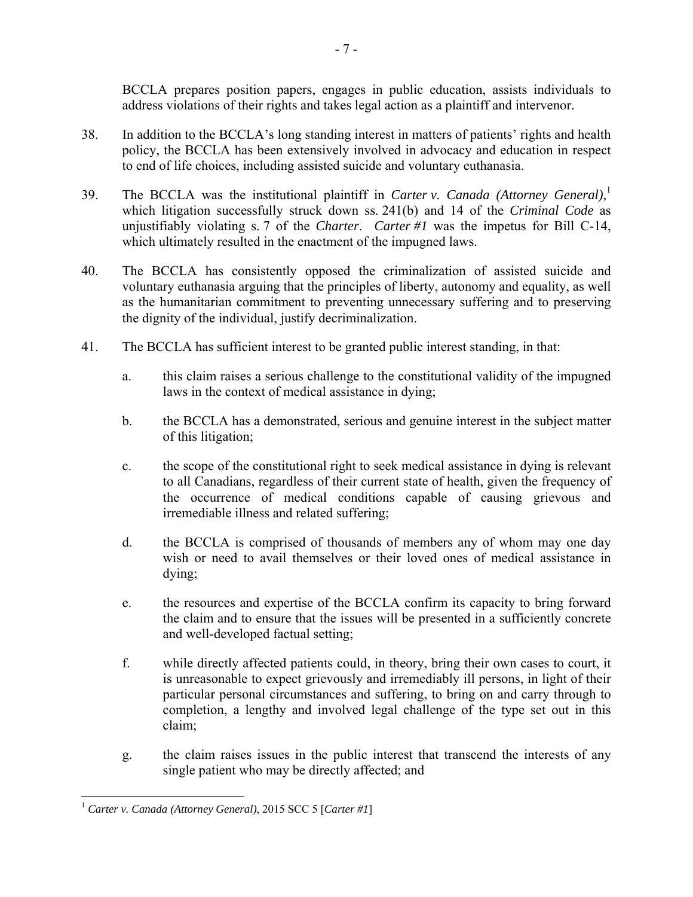BCCLA prepares position papers, engages in public education, assists individuals to address violations of their rights and takes legal action as a plaintiff and intervenor.

38. In addition to the BCCLA's long standing interest in matters of patients' rights and health policy, the BCCLA has been extensively involved in advocacy and education in respect to end of life choices, including assisted suicide and voluntary euthanasia.

39. The BCCLA was the institutional plaintiff in *Carter v. Canada (Attorney General)*,[1] which litigation successfully struck down ss. 241(b) and 14 of the *Criminal Code* as unjustifiably violating s. 7 of the *Charter*. *Carter #1* was the impetus for Bill C-14, which ultimately resulted in the enactment of the impugned laws.

40. The BCCLA has consistently opposed the criminalization of assisted suicide and voluntary euthanasia arguing that the principles of liberty, autonomy and equality, as well as the humanitarian commitment to preventing unnecessary suffering and to preserving the dignity of the individual, justify decriminalization.

41. The BCCLA has sufficient interest to be granted public interest standing, in that:

   a. this claim raises a serious challenge to the constitutional validity of the impugned laws in the context of medical assistance in dying;

   b. the BCCLA has a demonstrated, serious and genuine interest in the subject matter of this litigation;

   c. the scope of the constitutional right to seek medical assistance in dying is relevant to all Canadians, regardless of their current state of health, given the frequency of the occurrence of medical conditions capable of causing grievous and irremediable illness and related suffering;

   d. the BCCLA is comprised of thousands of members any of whom may one day wish or need to avail themselves or their loved ones of medical assistance in dying;

   e. the resources and expertise of the BCCLA confirm its capacity to bring forward the claim and to ensure that the issues will be presented in a sufficiently concrete and well-developed factual setting;

   f. while directly affected patients could, in theory, bring their own cases to court, it is unreasonable to expect grievously and irremediably ill persons, in light of their particular personal circumstances and suffering, to bring on and carry through to completion, a lengthy and involved legal challenge of the type set out in this claim;

   g. the claim raises issues in the public interest that transcend the interests of any single patient who may be directly affected; and

---

[1] *Carter v. Canada (Attorney General)*, 2015 SCC 5 [*Carter #1*]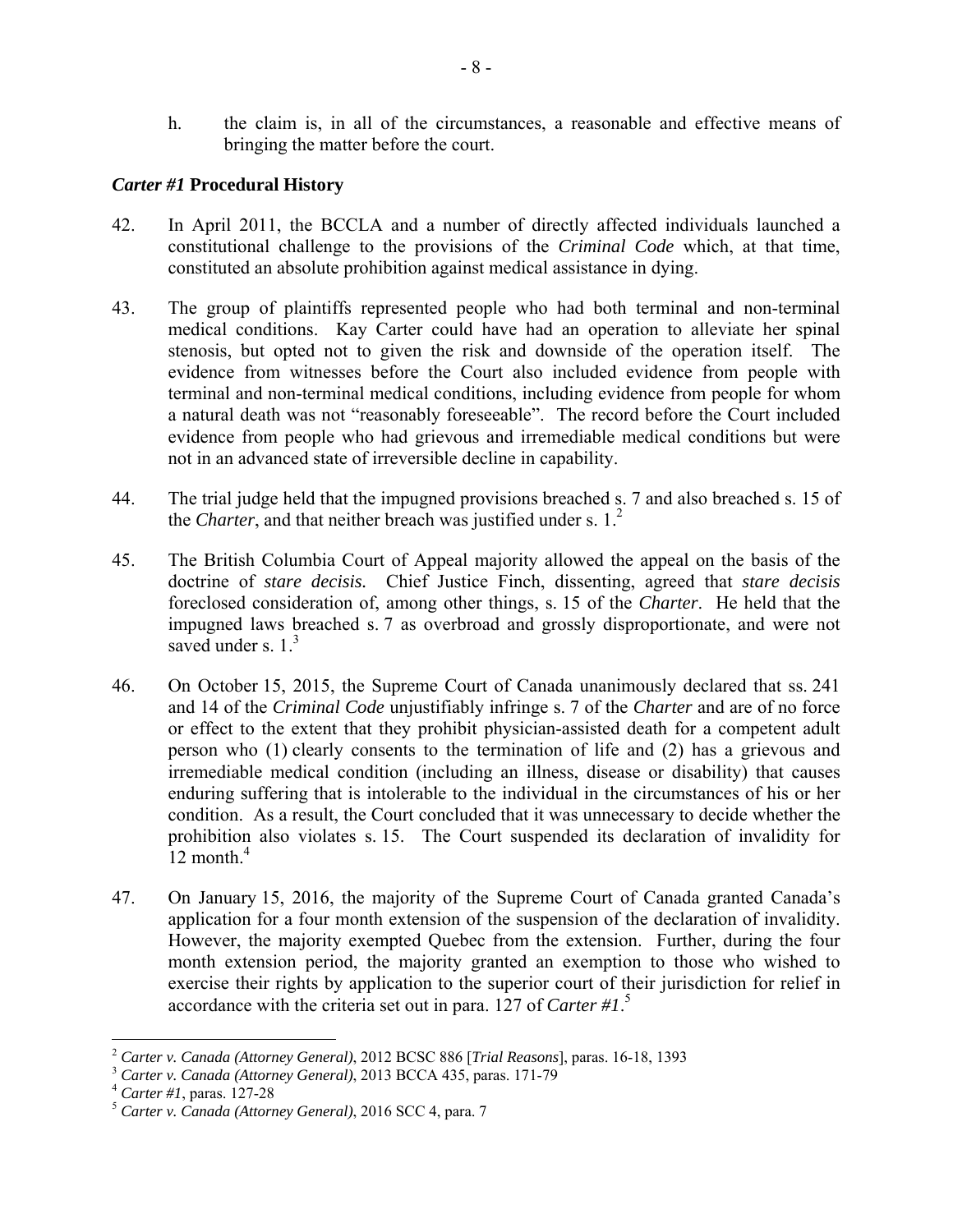h. the claim is, in all of the circumstances, a reasonable and effective means of bringing the matter before the court.

### *Carter #1* Procedural History

42. In April 2011, the BCCLA and a number of directly affected individuals launched a constitutional challenge to the provisions of the *Criminal Code* which, at that time, constituted an absolute prohibition against medical assistance in dying.

43. The group of plaintiffs represented people who had both terminal and non-terminal medical conditions. Kay Carter could have had an operation to alleviate her spinal stenosis, but opted not to given the risk and downside of the operation itself. The evidence from witnesses before the Court also included evidence from people with terminal and non-terminal medical conditions, including evidence from people for whom a natural death was not "reasonably foreseeable". The record before the Court included evidence from people who had grievous and irremediable medical conditions but were not in an advanced state of irreversible decline in capability.

44. The trial judge held that the impugned provisions breached s. 7 and also breached s. 15 of the *Charter*, and that neither breach was justified under s. 1.[2]

45. The British Columbia Court of Appeal majority allowed the appeal on the basis of the doctrine of *stare decisis.* Chief Justice Finch, dissenting, agreed that *stare decisis* foreclosed consideration of, among other things, s. 15 of the *Charter*. He held that the impugned laws breached s. 7 as overbroad and grossly disproportionate, and were not saved under s. 1.[3]

46. On October 15, 2015, the Supreme Court of Canada unanimously declared that ss. 241 and 14 of the *Criminal Code* unjustifiably infringe s. 7 of the *Charter* and are of no force or effect to the extent that they prohibit physician-assisted death for a competent adult person who (1) clearly consents to the termination of life and (2) has a grievous and irremediable medical condition (including an illness, disease or disability) that causes enduring suffering that is intolerable to the individual in the circumstances of his or her condition. As a result, the Court concluded that it was unnecessary to decide whether the prohibition also violates s. 15. The Court suspended its declaration of invalidity for 12 month.[4]

47. On January 15, 2016, the majority of the Supreme Court of Canada granted Canada's application for a four month extension of the suspension of the declaration of invalidity. However, the majority exempted Quebec from the extension. Further, during the four month extension period, the majority granted an exemption to those who wished to exercise their rights by application to the superior court of their jurisdiction for relief in accordance with the criteria set out in para. 127 of *Carter #1*.[5]

---

[2] *Carter v. Canada (Attorney General)*, 2012 BCSC 886 [*Trial Reasons*], paras. 16-18, 1393

[3] *Carter v. Canada (Attorney General)*, 2013 BCCA 435, paras. 171-79

[4] *Carter #1*, paras. 127-28

[5] *Carter v. Canada (Attorney General)*, 2016 SCC 4, para. 7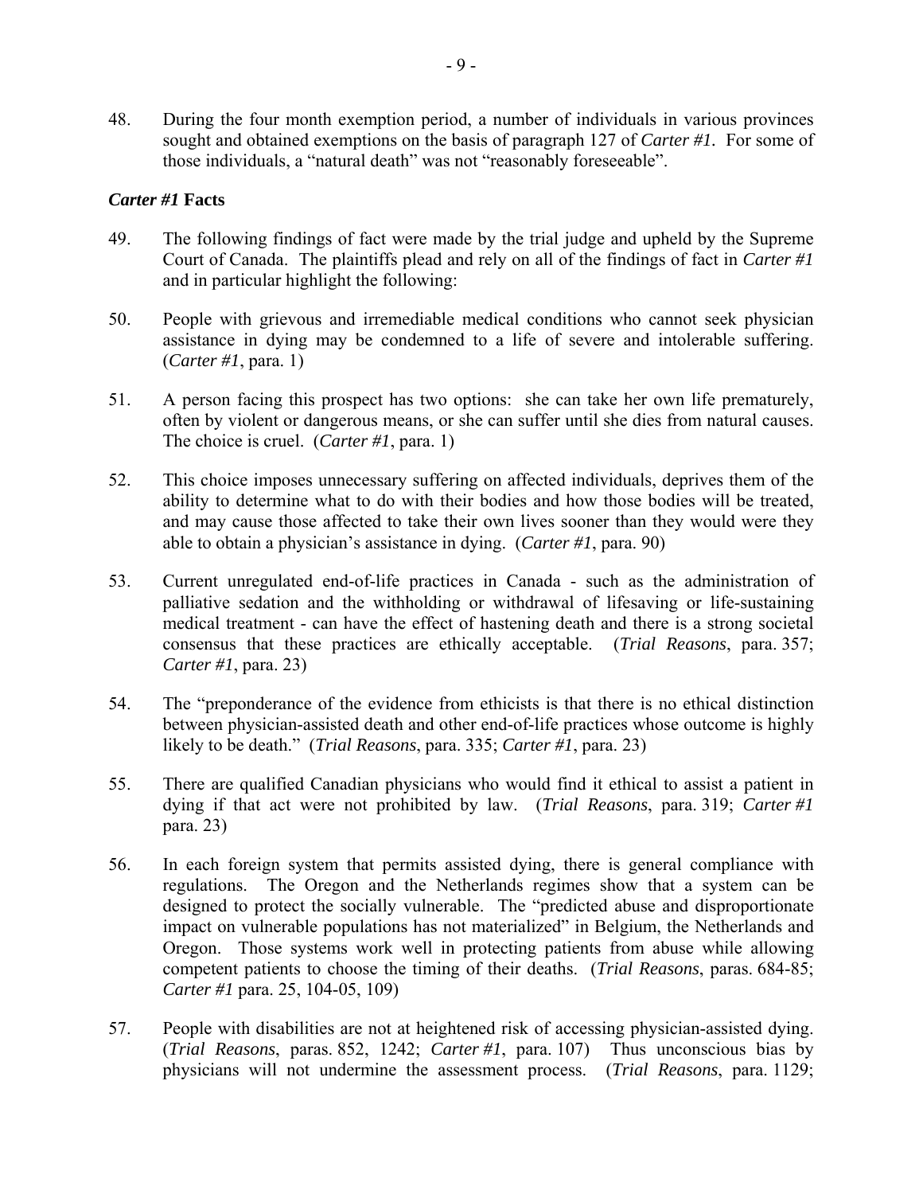48. During the four month exemption period, a number of individuals in various provinces sought and obtained exemptions on the basis of paragraph 127 of *Carter #1.* For some of those individuals, a "natural death" was not "reasonably foreseeable".

### *Carter #1* Facts

49. The following findings of fact were made by the trial judge and upheld by the Supreme Court of Canada. The plaintiffs plead and rely on all of the findings of fact in *Carter #1* and in particular highlight the following:

50. People with grievous and irremediable medical conditions who cannot seek physician assistance in dying may be condemned to a life of severe and intolerable suffering. (*Carter #1*, para. 1)

51. A person facing this prospect has two options: she can take her own life prematurely, often by violent or dangerous means, or she can suffer until she dies from natural causes. The choice is cruel. (*Carter #1*, para. 1)

52. This choice imposes unnecessary suffering on affected individuals, deprives them of the ability to determine what to do with their bodies and how those bodies will be treated, and may cause those affected to take their own lives sooner than they would were they able to obtain a physician's assistance in dying. (*Carter #1*, para. 90)

53. Current unregulated end-of-life practices in Canada - such as the administration of palliative sedation and the withholding or withdrawal of lifesaving or life-sustaining medical treatment - can have the effect of hastening death and there is a strong societal consensus that these practices are ethically acceptable. (*Trial Reasons*, para. 357; *Carter #1*, para. 23)

54. The "preponderance of the evidence from ethicists is that there is no ethical distinction between physician-assisted death and other end-of-life practices whose outcome is highly likely to be death." (*Trial Reasons*, para. 335; *Carter #1*, para. 23)

55. There are qualified Canadian physicians who would find it ethical to assist a patient in dying if that act were not prohibited by law. (*Trial Reasons*, para. 319; *Carter #1* para. 23)

56. In each foreign system that permits assisted dying, there is general compliance with regulations. The Oregon and the Netherlands regimes show that a system can be designed to protect the socially vulnerable. The "predicted abuse and disproportionate impact on vulnerable populations has not materialized" in Belgium, the Netherlands and Oregon. Those systems work well in protecting patients from abuse while allowing competent patients to choose the timing of their deaths. (*Trial Reasons*, paras. 684-85; *Carter #1* para. 25, 104-05, 109)

57. People with disabilities are not at heightened risk of accessing physician-assisted dying. (*Trial Reasons*, paras. 852, 1242; *Carter #1*, para. 107) Thus unconscious bias by physicians will not undermine the assessment process. (*Trial Reasons*, para. 1129;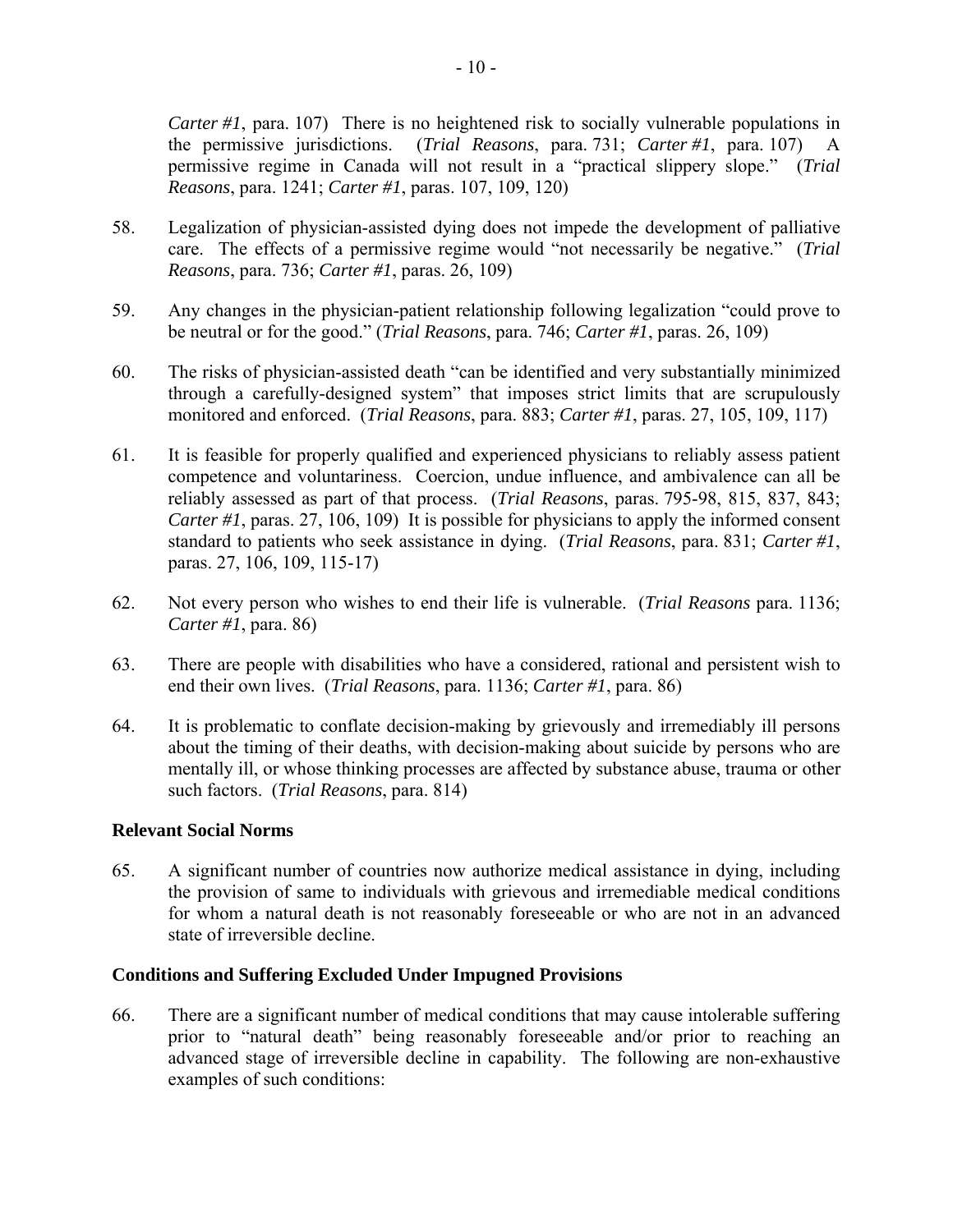*Carter #1*, para. 107) There is no heightened risk to socially vulnerable populations in the permissive jurisdictions. (*Trial Reasons*, para. 731; *Carter #1*, para. 107) A permissive regime in Canada will not result in a "practical slippery slope." (*Trial Reasons*, para. 1241; *Carter #1*, paras. 107, 109, 120)

58. Legalization of physician-assisted dying does not impede the development of palliative care. The effects of a permissive regime would "not necessarily be negative." (*Trial Reasons*, para. 736; *Carter #1*, paras. 26, 109)

59. Any changes in the physician-patient relationship following legalization "could prove to be neutral or for the good." (*Trial Reasons*, para. 746; *Carter #1*, paras. 26, 109)

60. The risks of physician-assisted death "can be identified and very substantially minimized through a carefully-designed system" that imposes strict limits that are scrupulously monitored and enforced. (*Trial Reasons*, para. 883; *Carter #1*, paras. 27, 105, 109, 117)

61. It is feasible for properly qualified and experienced physicians to reliably assess patient competence and voluntariness. Coercion, undue influence, and ambivalence can all be reliably assessed as part of that process. (*Trial Reasons*, paras. 795-98, 815, 837, 843; *Carter #1*, paras. 27, 106, 109) It is possible for physicians to apply the informed consent standard to patients who seek assistance in dying. (*Trial Reasons*, para. 831; *Carter #1*, paras. 27, 106, 109, 115-17)

62. Not every person who wishes to end their life is vulnerable. (*Trial Reasons* para. 1136; *Carter #1*, para. 86)

63. There are people with disabilities who have a considered, rational and persistent wish to end their own lives. (*Trial Reasons*, para. 1136; *Carter #1*, para. 86)

64. It is problematic to conflate decision-making by grievously and irremediably ill persons about the timing of their deaths, with decision-making about suicide by persons who are mentally ill, or whose thinking processes are affected by substance abuse, trauma or other such factors. (*Trial Reasons*, para. 814)

**Relevant Social Norms**

65. A significant number of countries now authorize medical assistance in dying, including the provision of same to individuals with grievous and irremediable medical conditions for whom a natural death is not reasonably foreseeable or who are not in an advanced state of irreversible decline.

**Conditions and Suffering Excluded Under Impugned Provisions**

66. There are a significant number of medical conditions that may cause intolerable suffering prior to "natural death" being reasonably foreseeable and/or prior to reaching an advanced stage of irreversible decline in capability. The following are non-exhaustive examples of such conditions: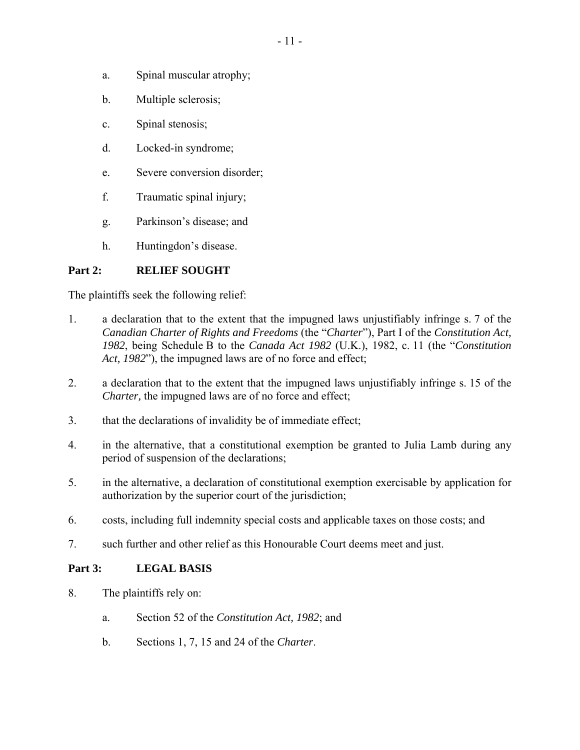a. Spinal muscular atrophy;

b. Multiple sclerosis;

c. Spinal stenosis;

d. Locked-in syndrome;

e. Severe conversion disorder;

f. Traumatic spinal injury;

g. Parkinson's disease; and

h. Huntingdon's disease.

## Part 2: RELIEF SOUGHT

The plaintiffs seek the following relief:

1. a declaration that to the extent that the impugned laws unjustifiably infringe s. 7 of the *Canadian Charter of Rights and Freedoms* (the "*Charter*"), Part I of the *Constitution Act, 1982*, being Schedule B to the *Canada Act 1982* (U.K.), 1982, c. 11 (the "*Constitution Act, 1982*"), the impugned laws are of no force and effect;

2. a declaration that to the extent that the impugned laws unjustifiably infringe s. 15 of the *Charter,* the impugned laws are of no force and effect;

3. that the declarations of invalidity be of immediate effect;

4. in the alternative, that a constitutional exemption be granted to Julia Lamb during any period of suspension of the declarations;

5. in the alternative, a declaration of constitutional exemption exercisable by application for authorization by the superior court of the jurisdiction;

6. costs, including full indemnity special costs and applicable taxes on those costs; and

7. such further and other relief as this Honourable Court deems meet and just.

## Part 3: LEGAL BASIS

8. The plaintiffs rely on:

   a. Section 52 of the *Constitution Act, 1982*; and

   b. Sections 1, 7, 15 and 24 of the *Charter*.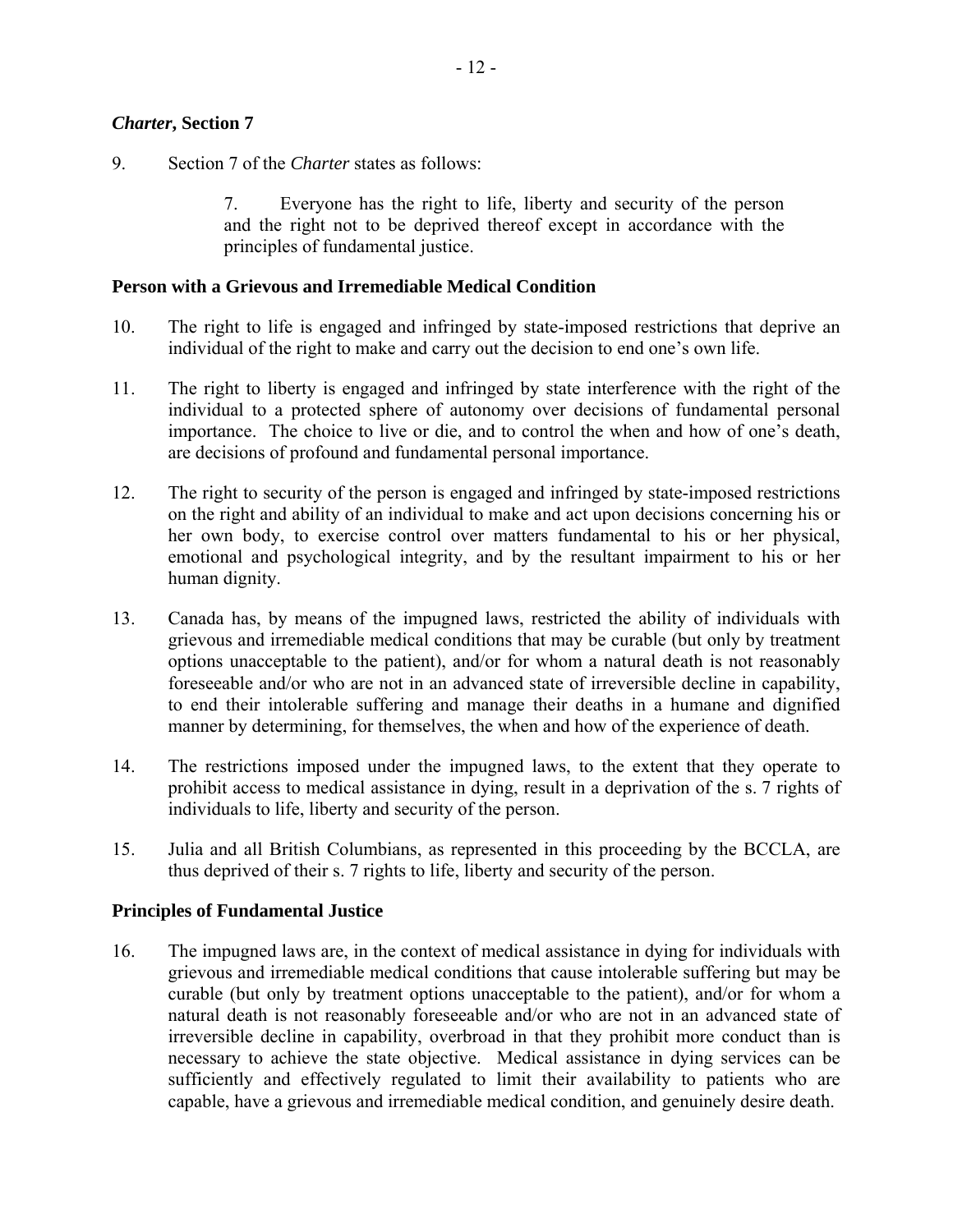### *Charter*, Section 7

9. Section 7 of the *Charter* states as follows:

> 7. Everyone has the right to life, liberty and security of the person and the right not to be deprived thereof except in accordance with the principles of fundamental justice.

### Person with a Grievous and Irremediable Medical Condition

10. The right to life is engaged and infringed by state-imposed restrictions that deprive an individual of the right to make and carry out the decision to end one's own life.

11. The right to liberty is engaged and infringed by state interference with the right of the individual to a protected sphere of autonomy over decisions of fundamental personal importance. The choice to live or die, and to control the when and how of one's death, are decisions of profound and fundamental personal importance.

12. The right to security of the person is engaged and infringed by state-imposed restrictions on the right and ability of an individual to make and act upon decisions concerning his or her own body, to exercise control over matters fundamental to his or her physical, emotional and psychological integrity, and by the resultant impairment to his or her human dignity.

13. Canada has, by means of the impugned laws, restricted the ability of individuals with grievous and irremediable medical conditions that may be curable (but only by treatment options unacceptable to the patient), and/or for whom a natural death is not reasonably foreseeable and/or who are not in an advanced state of irreversible decline in capability, to end their intolerable suffering and manage their deaths in a humane and dignified manner by determining, for themselves, the when and how of the experience of death.

14. The restrictions imposed under the impugned laws, to the extent that they operate to prohibit access to medical assistance in dying, result in a deprivation of the s. 7 rights of individuals to life, liberty and security of the person.

15. Julia and all British Columbians, as represented in this proceeding by the BCCLA, are thus deprived of their s. 7 rights to life, liberty and security of the person.

### Principles of Fundamental Justice

16. The impugned laws are, in the context of medical assistance in dying for individuals with grievous and irremediable medical conditions that cause intolerable suffering but may be curable (but only by treatment options unacceptable to the patient), and/or for whom a natural death is not reasonably foreseeable and/or who are not in an advanced state of irreversible decline in capability, overbroad in that they prohibit more conduct than is necessary to achieve the state objective. Medical assistance in dying services can be sufficiently and effectively regulated to limit their availability to patients who are capable, have a grievous and irremediable medical condition, and genuinely desire death.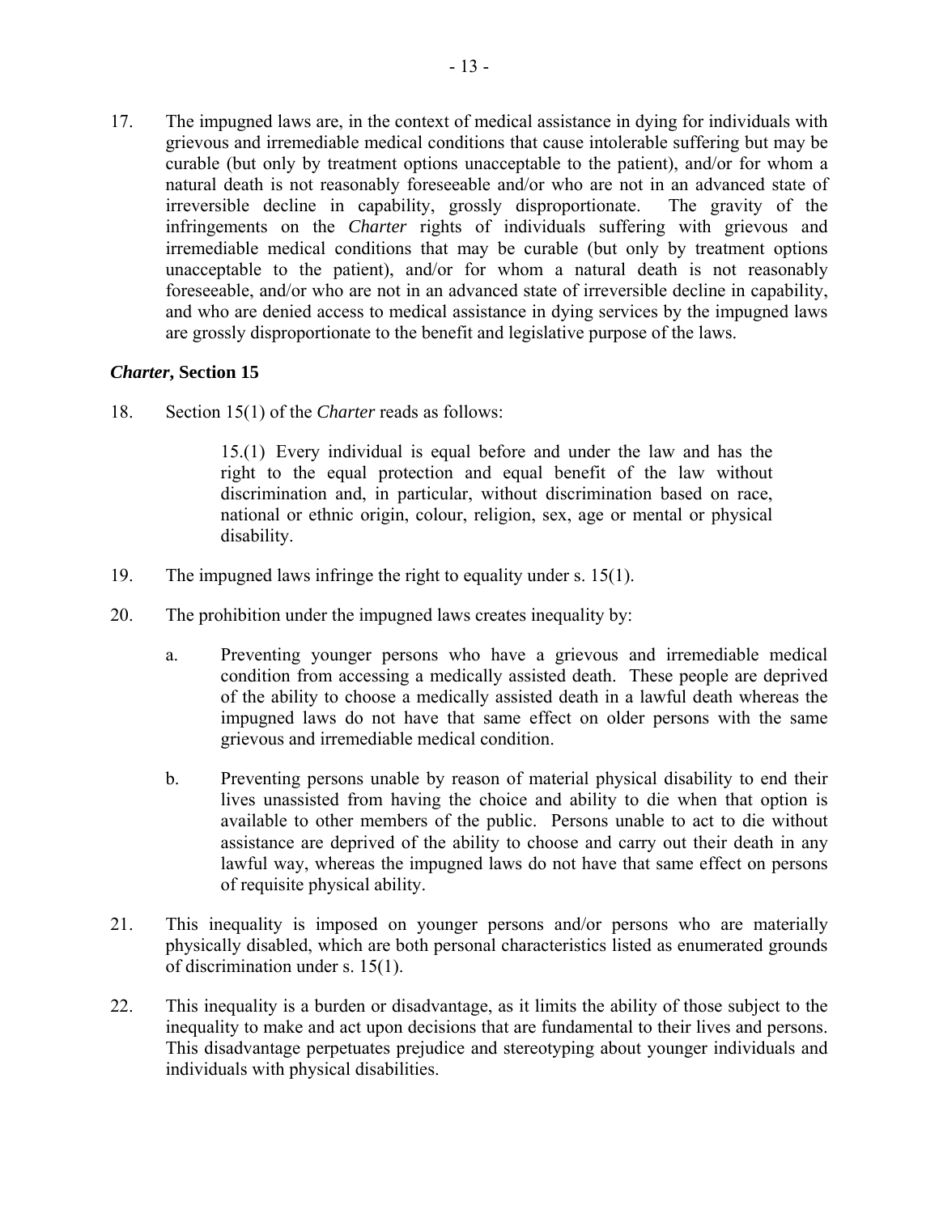17. The impugned laws are, in the context of medical assistance in dying for individuals with grievous and irremediable medical conditions that cause intolerable suffering but may be curable (but only by treatment options unacceptable to the patient), and/or for whom a natural death is not reasonably foreseeable and/or who are not in an advanced state of irreversible decline in capability, grossly disproportionate. The gravity of the infringements on the *Charter* rights of individuals suffering with grievous and irremediable medical conditions that may be curable (but only by treatment options unacceptable to the patient), and/or for whom a natural death is not reasonably foreseeable, and/or who are not in an advanced state of irreversible decline in capability, and who are denied access to medical assistance in dying services by the impugned laws are grossly disproportionate to the benefit and legislative purpose of the laws.

### ***Charter*, Section 15**

18. Section 15(1) of the *Charter* reads as follows:

> 15.(1) Every individual is equal before and under the law and has the right to the equal protection and equal benefit of the law without discrimination and, in particular, without discrimination based on race, national or ethnic origin, colour, religion, sex, age or mental or physical disability.

19. The impugned laws infringe the right to equality under s. 15(1).

20. The prohibition under the impugned laws creates inequality by:

    a. Preventing younger persons who have a grievous and irremediable medical condition from accessing a medically assisted death. These people are deprived of the ability to choose a medically assisted death in a lawful death whereas the impugned laws do not have that same effect on older persons with the same grievous and irremediable medical condition.

    b. Preventing persons unable by reason of material physical disability to end their lives unassisted from having the choice and ability to die when that option is available to other members of the public. Persons unable to act to die without assistance are deprived of the ability to choose and carry out their death in any lawful way, whereas the impugned laws do not have that same effect on persons of requisite physical ability.

21. This inequality is imposed on younger persons and/or persons who are materially physically disabled, which are both personal characteristics listed as enumerated grounds of discrimination under s. 15(1).

22. This inequality is a burden or disadvantage, as it limits the ability of those subject to the inequality to make and act upon decisions that are fundamental to their lives and persons. This disadvantage perpetuates prejudice and stereotyping about younger individuals and individuals with physical disabilities.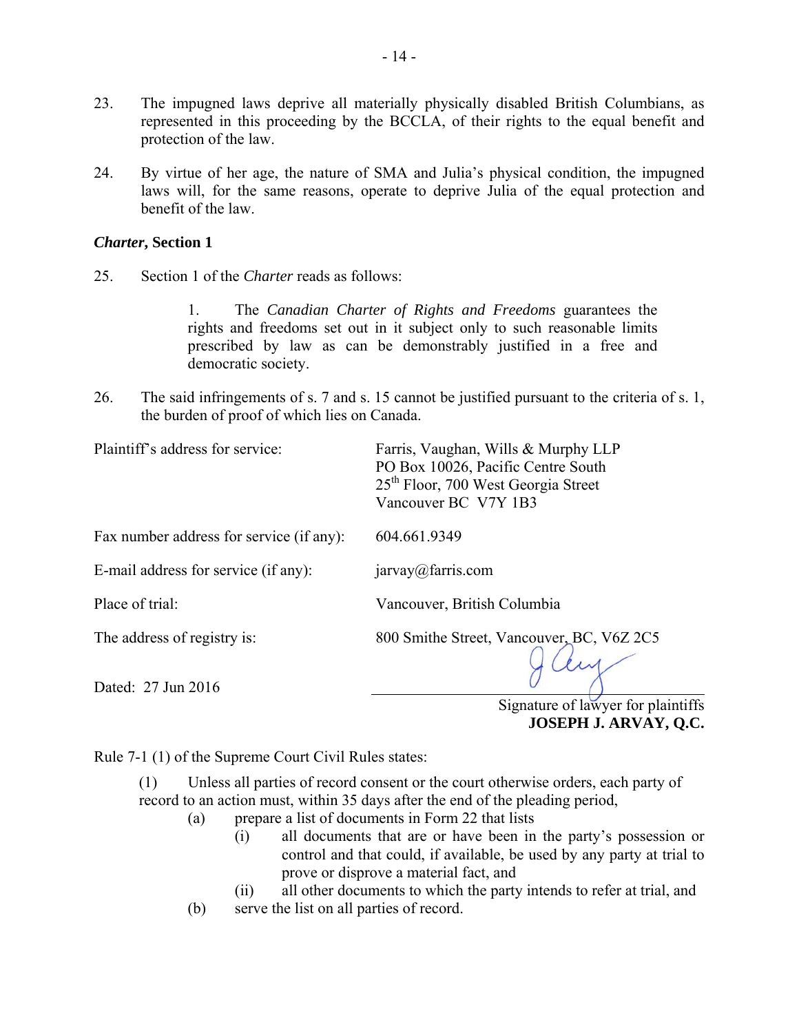23. The impugned laws deprive all materially physically disabled British Columbians, as represented in this proceeding by the BCCLA, of their rights to the equal benefit and protection of the law.

24. By virtue of her age, the nature of SMA and Julia's physical condition, the impugned laws will, for the same reasons, operate to deprive Julia of the equal protection and benefit of the law.

### *Charter*, Section 1

25. Section 1 of the *Charter* reads as follows:

> 1. The *Canadian Charter of Rights and Freedoms* guarantees the rights and freedoms set out in it subject only to such reasonable limits prescribed by law as can be demonstrably justified in a free and democratic society.

26. The said infringements of s. 7 and s. 15 cannot be justified pursuant to the criteria of s. 1, the burden of proof of which lies on Canada.

| | |
|---|---|
| Plaintiff's address for service: | Farris, Vaughan, Wills & Murphy LLP<br>PO Box 10026, Pacific Centre South<br>25th Floor, 700 West Georgia Street<br>Vancouver BC V7Y 1B3 |
| Fax number address for service (if any): | 604.661.9349 |
| E-mail address for service (if any): | jarvay@farris.com |
| Place of trial: | Vancouver, British Columbia |
| The address of registry is: | 800 Smithe Street, Vancouver, BC, V6Z 2C5 |

Dated: 27 Jun 2016

Signature of lawyer for plaintiffs
**JOSEPH J. ARVAY, Q.C.**

Rule 7-1 (1) of the Supreme Court Civil Rules states:

(1) Unless all parties of record consent or the court otherwise orders, each party of record to an action must, within 35 days after the end of the pleading period,

- (a) prepare a list of documents in Form 22 that lists
  - (i) all documents that are or have been in the party's possession or control and that could, if available, be used by any party at trial to prove or disprove a material fact, and
  - (ii) all other documents to which the party intends to refer at trial, and
- (b) serve the list on all parties of record.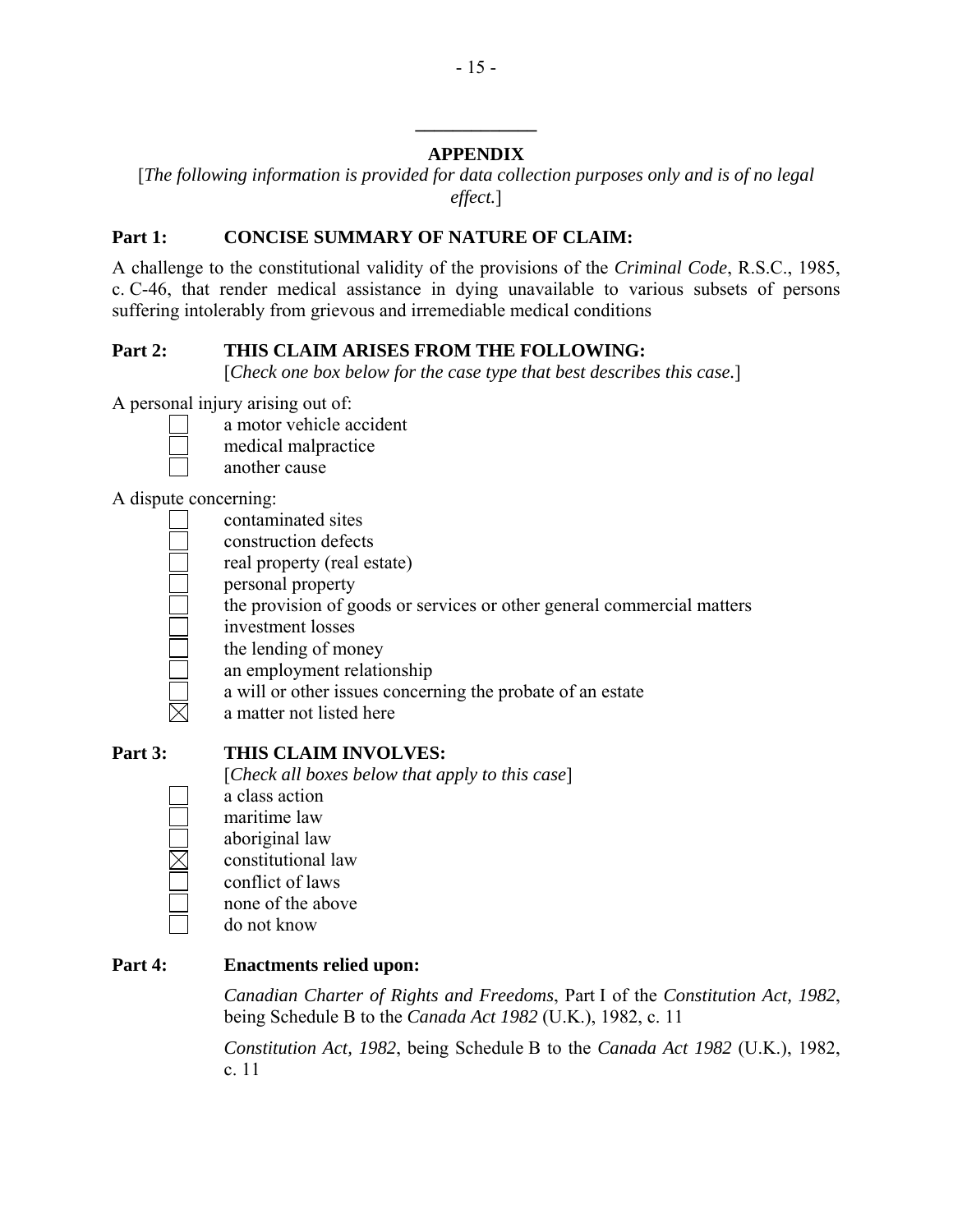## APPENDIX

[*The following information is provided for data collection purposes only and is of no legal effect.*]

**Part 1: CONCISE SUMMARY OF NATURE OF CLAIM:**

A challenge to the constitutional validity of the provisions of the *Criminal Code*, R.S.C., 1985, c. C-46, that render medical assistance in dying unavailable to various subsets of persons suffering intolerably from grievous and irremediable medical conditions

**Part 2: THIS CLAIM ARISES FROM THE FOLLOWING:**

[*Check one box below for the case type that best describes this case.*]

A personal injury arising out of:

- ☐ a motor vehicle accident
- ☐ medical malpractice
- ☐ another cause

A dispute concerning:

- ☐ contaminated sites
- ☐ construction defects
- ☐ real property (real estate)
- ☐ personal property
- ☐ the provision of goods or services or other general commercial matters
- ☐ investment losses
- ☐ the lending of money
- ☐ an employment relationship
- ☐ a will or other issues concerning the probate of an estate
- ☒ a matter not listed here

**Part 3: THIS CLAIM INVOLVES:**

[*Check all boxes below that apply to this case*]

- ☐ a class action
- ☐ maritime law
- ☐ aboriginal law
- ☒ constitutional law
- ☐ conflict of laws
- ☐ none of the above
- ☐ do not know

**Part 4: Enactments relied upon:**

*Canadian Charter of Rights and Freedoms*, Part I of the *Constitution Act, 1982*, being Schedule B to the *Canada Act 1982* (U.K.), 1982, c. 11

*Constitution Act, 1982*, being Schedule B to the *Canada Act 1982* (U.K.), 1982, c. 11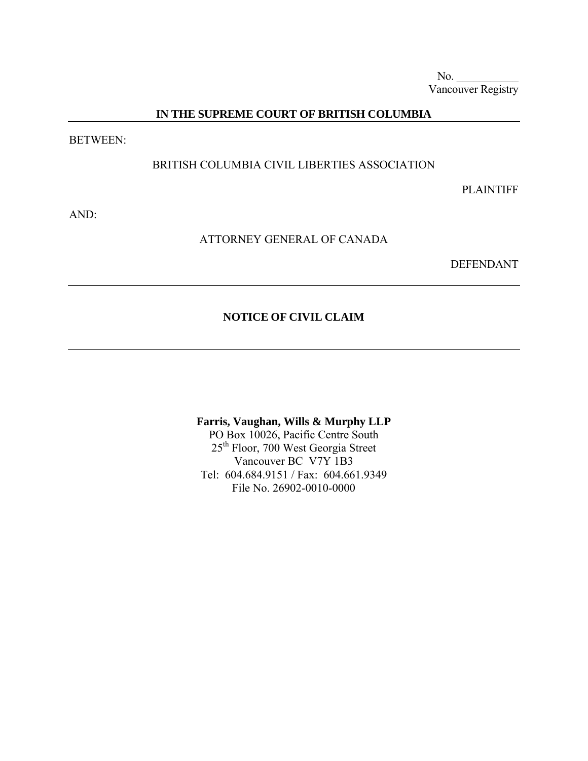No. ___________
Vancouver Registry

**IN THE SUPREME COURT OF BRITISH COLUMBIA**

BETWEEN:

BRITISH COLUMBIA CIVIL LIBERTIES ASSOCIATION

PLAINTIFF

AND:

ATTORNEY GENERAL OF CANADA

DEFENDANT

**NOTICE OF CIVIL CLAIM**

**Farris, Vaughan, Wills & Murphy LLP**
PO Box 10026, Pacific Centre South
25th Floor, 700 West Georgia Street
Vancouver BC V7Y 1B3
Tel: 604.684.9151 / Fax: 604.661.9349
File No. 26902-0010-0000